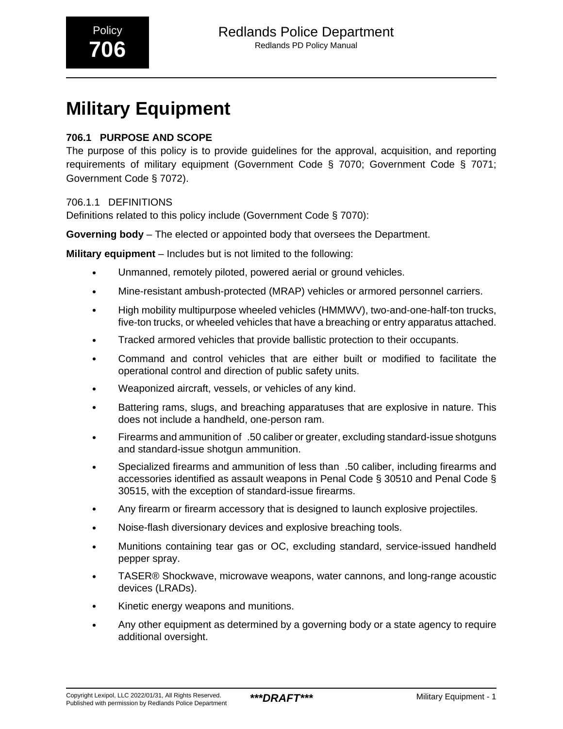# Military Equipment

## 706.1 PURPOSE AND SCOPE

The purpose of this policy is to provide guidelines for the approval, acquisition, and reporting requirements of military equipment (Government Code § 7070; Government Code § 7071; Government Code § 7072).

### 706.1.1 DEFINITIONS

Definitions related to this policy include (Government Code § 7070):

**Governing body** – The elected or appointed body that oversees the Department.

**Military equipment** – Includes but is not limited to the following:

- Unmanned, remotely piloted, powered aerial or ground vehicles.
- Mine-resistant ambush-protected (MRAP) vehicles or armored personnel carriers.
- High mobility multipurpose wheeled vehicles (HMMWV), two-and-one-half-ton trucks, five-ton trucks, or wheeled vehicles that have a breaching or entry apparatus attached.
- Tracked armored vehicles that provide ballistic protection to their occupants.
- Command and control vehicles that are either built or modified to facilitate the operational control and direction of public safety units.
- Weaponized aircraft, vessels, or vehicles of any kind.
- Battering rams, slugs, and breaching apparatuses that are explosive in nature. This does not include a handheld, one-person ram.
- Firearms and ammunition of .50 caliber or greater, excluding standard-issue shotguns and standard-issue shotgun ammunition.
- Specialized firearms and ammunition of less than .50 caliber, including firearms and accessories identified as assault weapons in Penal Code § 30510 and Penal Code § 30515, with the exception of standard-issue firearms.
- Any firearm or firearm accessory that is designed to launch explosive projectiles.
- Noise-flash diversionary devices and explosive breaching tools.
- Munitions containing tear gas or OC, excluding standard, service-issued handheld pepper spray.
- TASER® Shockwave, microwave weapons, water cannons, and long-range acoustic devices (LRADs).
- Kinetic energy weapons and munitions.
- Any other equipment as determined by a governing body or a state agency to require additional oversight.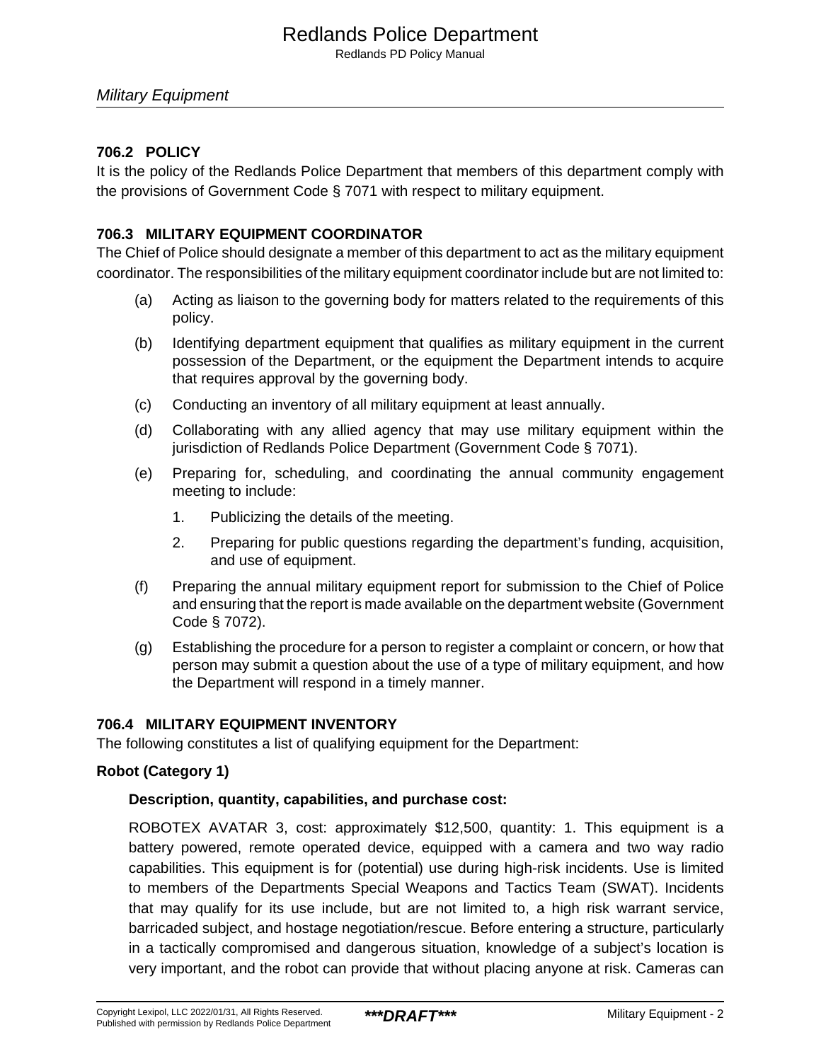## 706.2 POLICY

It is the policy of the Redlands Police Department that members of this department comply with the provisions of Government Code § 7071 with respect to military equipment.

## 706.3 MILITARY EQUIPMENT COORDINATOR

The Chief of Police should designate a member of this department to act as the military equipment coordinator. The responsibilities of the military equipment coordinator include but are not limited to:

(a) Acting as liaison to the governing body for matters related to the requirements of this policy.

(b) Identifying department equipment that qualifies as military equipment in the current possession of the Department, or the equipment the Department intends to acquire that requires approval by the governing body.

(c) Conducting an inventory of all military equipment at least annually.

(d) Collaborating with any allied agency that may use military equipment within the jurisdiction of Redlands Police Department (Government Code § 7071).

(e) Preparing for, scheduling, and coordinating the annual community engagement meeting to include:

1. Publicizing the details of the meeting.
2. Preparing for public questions regarding the department's funding, acquisition, and use of equipment.

(f) Preparing the annual military equipment report for submission to the Chief of Police and ensuring that the report is made available on the department website (Government Code § 7072).

(g) Establishing the procedure for a person to register a complaint or concern, or how that person may submit a question about the use of a type of military equipment, and how the Department will respond in a timely manner.

## 706.4 MILITARY EQUIPMENT INVENTORY

The following constitutes a list of qualifying equipment for the Department:

**Robot (Category 1)**

**Description, quantity, capabilities, and purchase cost:**

ROBOTEX AVATAR 3, cost: approximately $12,500, quantity: 1. This equipment is a battery powered, remote operated device, equipped with a camera and two way radio capabilities. This equipment is for (potential) use during high-risk incidents. Use is limited to members of the Departments Special Weapons and Tactics Team (SWAT). Incidents that may qualify for its use include, but are not limited to, a high risk warrant service, barricaded subject, and hostage negotiation/rescue. Before entering a structure, particularly in a tactically compromised and dangerous situation, knowledge of a subject's location is very important, and the robot can provide that without placing anyone at risk. Cameras can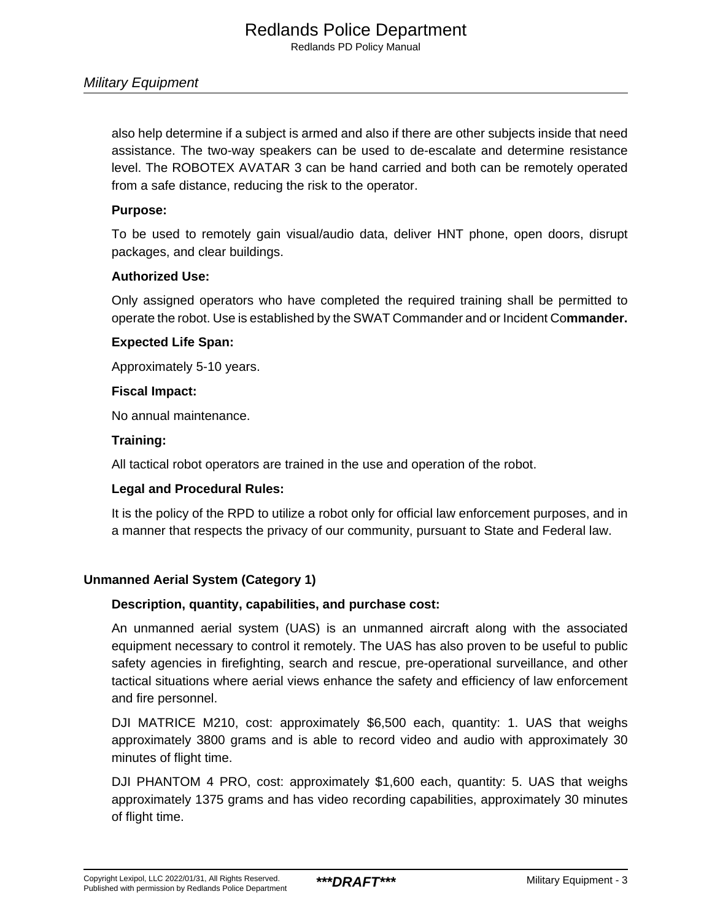also help determine if a subject is armed and also if there are other subjects inside that need assistance. The two-way speakers can be used to de-escalate and determine resistance level. The ROBOTEX AVATAR 3 can be hand carried and both can be remotely operated from a safe distance, reducing the risk to the operator.

**Purpose:**

To be used to remotely gain visual/audio data, deliver HNT phone, open doors, disrupt packages, and clear buildings.

**Authorized Use:**

Only assigned operators who have completed the required training shall be permitted to operate the robot. Use is established by the SWAT Commander and or Incident Co**mmander.**

**Expected Life Span:**

Approximately 5-10 years.

**Fiscal Impact:**

No annual maintenance.

**Training:**

All tactical robot operators are trained in the use and operation of the robot.

**Legal and Procedural Rules:**

It is the policy of the RPD to utilize a robot only for official law enforcement purposes, and in a manner that respects the privacy of our community, pursuant to State and Federal law.

### Unmanned Aerial System (Category 1)

**Description, quantity, capabilities, and purchase cost:**

An unmanned aerial system (UAS) is an unmanned aircraft along with the associated equipment necessary to control it remotely. The UAS has also proven to be useful to public safety agencies in firefighting, search and rescue, pre-operational surveillance, and other tactical situations where aerial views enhance the safety and efficiency of law enforcement and fire personnel.

DJI MATRICE M210, cost: approximately $6,500 each, quantity: 1. UAS that weighs approximately 3800 grams and is able to record video and audio with approximately 30 minutes of flight time.

DJI PHANTOM 4 PRO, cost: approximately $1,600 each, quantity: 5. UAS that weighs approximately 1375 grams and has video recording capabilities, approximately 30 minutes of flight time.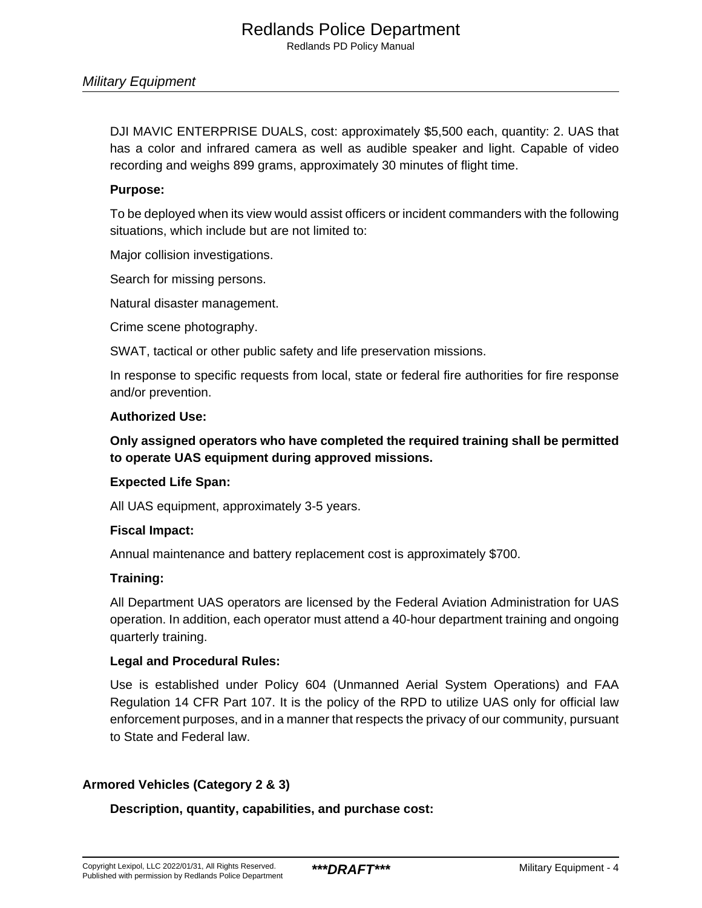DJI MAVIC ENTERPRISE DUALS, cost: approximately $5,500 each, quantity: 2. UAS that has a color and infrared camera as well as audible speaker and light. Capable of video recording and weighs 899 grams, approximately 30 minutes of flight time.

**Purpose:**

To be deployed when its view would assist officers or incident commanders with the following situations, which include but are not limited to:

Major collision investigations.

Search for missing persons.

Natural disaster management.

Crime scene photography.

SWAT, tactical or other public safety and life preservation missions.

In response to specific requests from local, state or federal fire authorities for fire response and/or prevention.

**Authorized Use:**

**Only assigned operators who have completed the required training shall be permitted to operate UAS equipment during approved missions.**

**Expected Life Span:**

All UAS equipment, approximately 3-5 years.

**Fiscal Impact:**

Annual maintenance and battery replacement cost is approximately $700.

**Training:**

All Department UAS operators are licensed by the Federal Aviation Administration for UAS operation. In addition, each operator must attend a 40-hour department training and ongoing quarterly training.

**Legal and Procedural Rules:**

Use is established under Policy 604 (Unmanned Aerial System Operations) and FAA Regulation 14 CFR Part 107. It is the policy of the RPD to utilize UAS only for official law enforcement purposes, and in a manner that respects the privacy of our community, pursuant to State and Federal law.

### Armored Vehicles (Category 2 & 3)

**Description, quantity, capabilities, and purchase cost:**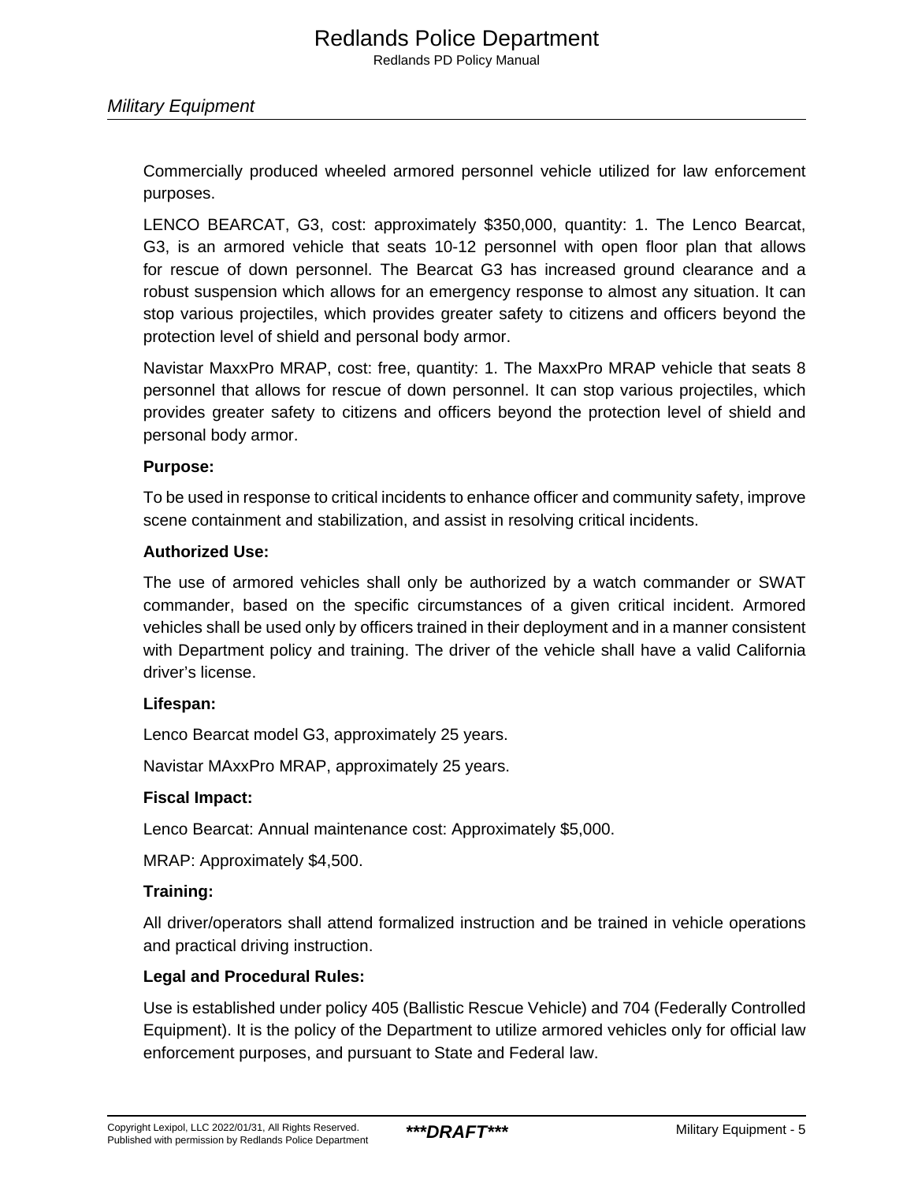Commercially produced wheeled armored personnel vehicle utilized for law enforcement purposes.

LENCO BEARCAT, G3, cost: approximately $350,000, quantity: 1. The Lenco Bearcat, G3, is an armored vehicle that seats 10-12 personnel with open floor plan that allows for rescue of down personnel. The Bearcat G3 has increased ground clearance and a robust suspension which allows for an emergency response to almost any situation. It can stop various projectiles, which provides greater safety to citizens and officers beyond the protection level of shield and personal body armor.

Navistar MaxxPro MRAP, cost: free, quantity: 1. The MaxxPro MRAP vehicle that seats 8 personnel that allows for rescue of down personnel. It can stop various projectiles, which provides greater safety to citizens and officers beyond the protection level of shield and personal body armor.

**Purpose:**

To be used in response to critical incidents to enhance officer and community safety, improve scene containment and stabilization, and assist in resolving critical incidents.

**Authorized Use:**

The use of armored vehicles shall only be authorized by a watch commander or SWAT commander, based on the specific circumstances of a given critical incident. Armored vehicles shall be used only by officers trained in their deployment and in a manner consistent with Department policy and training. The driver of the vehicle shall have a valid California driver's license.

**Lifespan:**

Lenco Bearcat model G3, approximately 25 years.

Navistar MAxxPro MRAP, approximately 25 years.

**Fiscal Impact:**

Lenco Bearcat: Annual maintenance cost: Approximately $5,000.

MRAP: Approximately $4,500.

**Training:**

All driver/operators shall attend formalized instruction and be trained in vehicle operations and practical driving instruction.

**Legal and Procedural Rules:**

Use is established under policy 405 (Ballistic Rescue Vehicle) and 704 (Federally Controlled Equipment). It is the policy of the Department to utilize armored vehicles only for official law enforcement purposes, and pursuant to State and Federal law.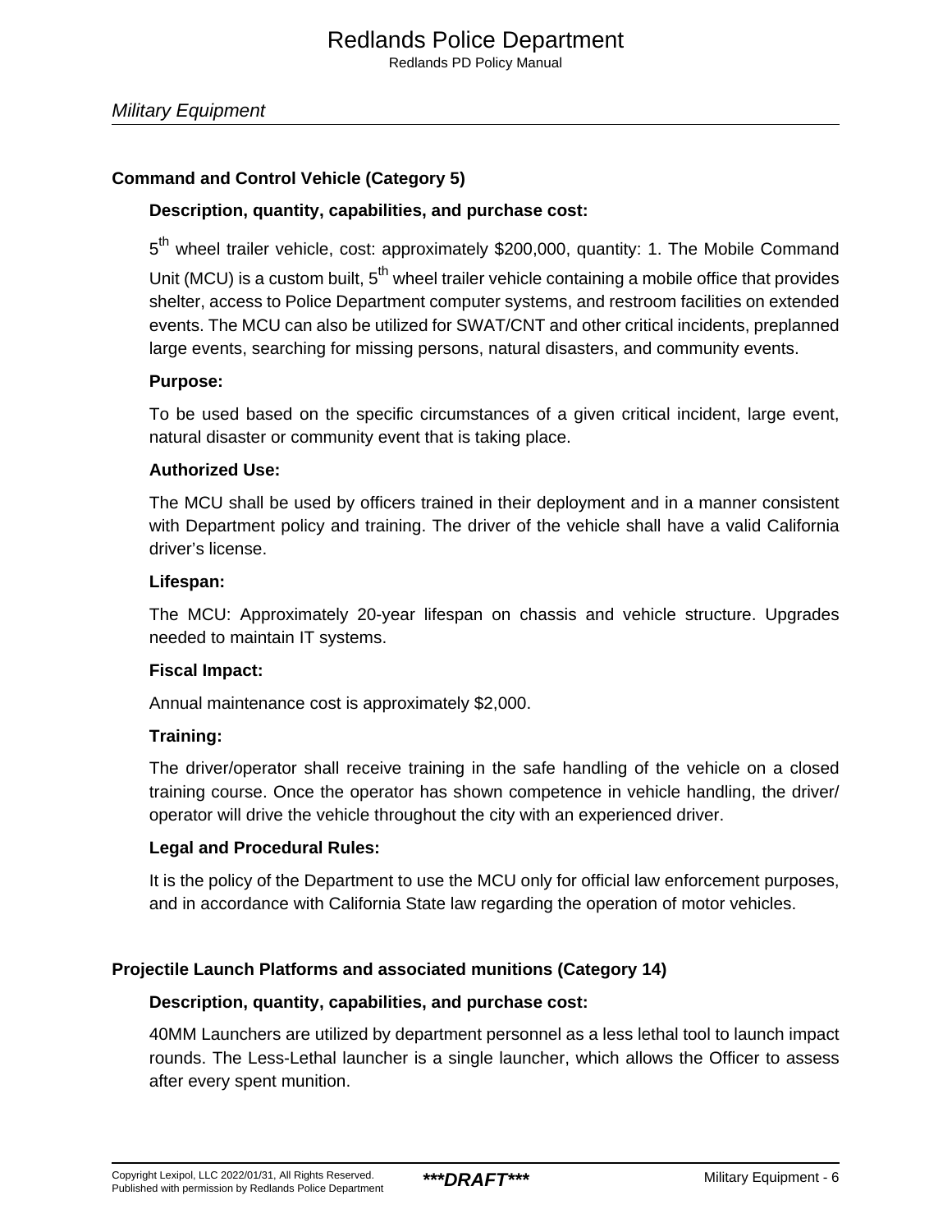## Command and Control Vehicle (Category 5)

### Description, quantity, capabilities, and purchase cost:

5th wheel trailer vehicle, cost: approximately $200,000, quantity: 1. The Mobile Command Unit (MCU) is a custom built, 5th wheel trailer vehicle containing a mobile office that provides shelter, access to Police Department computer systems, and restroom facilities on extended events. The MCU can also be utilized for SWAT/CNT and other critical incidents, preplanned large events, searching for missing persons, natural disasters, and community events.

### Purpose:

To be used based on the specific circumstances of a given critical incident, large event, natural disaster or community event that is taking place.

### Authorized Use:

The MCU shall be used by officers trained in their deployment and in a manner consistent with Department policy and training. The driver of the vehicle shall have a valid California driver's license.

### Lifespan:

The MCU: Approximately 20-year lifespan on chassis and vehicle structure. Upgrades needed to maintain IT systems.

### Fiscal Impact:

Annual maintenance cost is approximately $2,000.

### Training:

The driver/operator shall receive training in the safe handling of the vehicle on a closed training course. Once the operator has shown competence in vehicle handling, the driver/operator will drive the vehicle throughout the city with an experienced driver.

### Legal and Procedural Rules:

It is the policy of the Department to use the MCU only for official law enforcement purposes, and in accordance with California State law regarding the operation of motor vehicles.

## Projectile Launch Platforms and associated munitions (Category 14)

### Description, quantity, capabilities, and purchase cost:

40MM Launchers are utilized by department personnel as a less lethal tool to launch impact rounds. The Less-Lethal launcher is a single launcher, which allows the Officer to assess after every spent munition.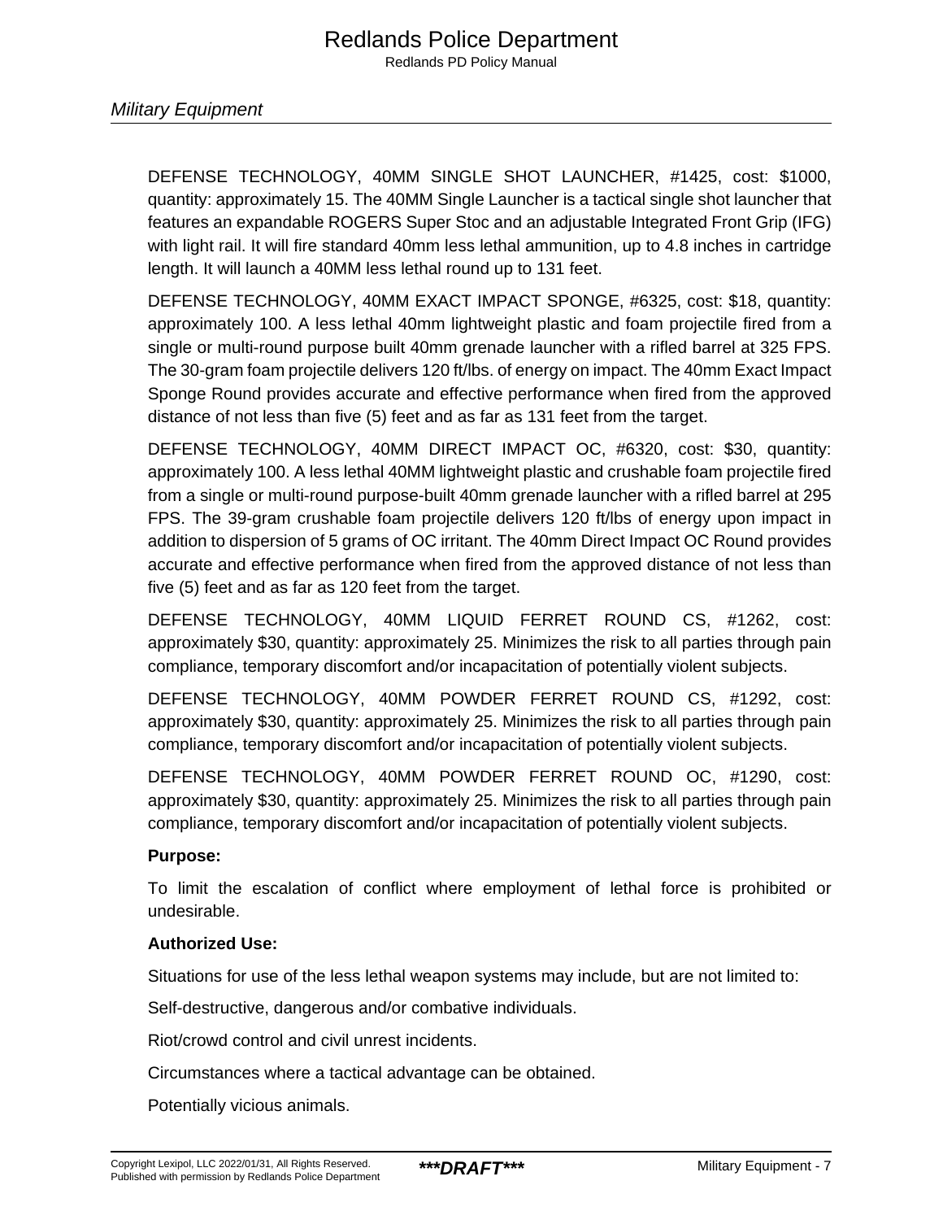DEFENSE TECHNOLOGY, 40MM SINGLE SHOT LAUNCHER, #1425, cost: $1000, quantity: approximately 15. The 40MM Single Launcher is a tactical single shot launcher that features an expandable ROGERS Super Stoc and an adjustable Integrated Front Grip (IFG) with light rail. It will fire standard 40mm less lethal ammunition, up to 4.8 inches in cartridge length. It will launch a 40MM less lethal round up to 131 feet.

DEFENSE TECHNOLOGY, 40MM EXACT IMPACT SPONGE, #6325, cost: $18, quantity: approximately 100. A less lethal 40mm lightweight plastic and foam projectile fired from a single or multi-round purpose built 40mm grenade launcher with a rifled barrel at 325 FPS. The 30-gram foam projectile delivers 120 ft/lbs. of energy on impact. The 40mm Exact Impact Sponge Round provides accurate and effective performance when fired from the approved distance of not less than five (5) feet and as far as 131 feet from the target.

DEFENSE TECHNOLOGY, 40MM DIRECT IMPACT OC, #6320, cost: $30, quantity: approximately 100. A less lethal 40MM lightweight plastic and crushable foam projectile fired from a single or multi-round purpose-built 40mm grenade launcher with a rifled barrel at 295 FPS. The 39-gram crushable foam projectile delivers 120 ft/lbs of energy upon impact in addition to dispersion of 5 grams of OC irritant. The 40mm Direct Impact OC Round provides accurate and effective performance when fired from the approved distance of not less than five (5) feet and as far as 120 feet from the target.

DEFENSE TECHNOLOGY, 40MM LIQUID FERRET ROUND CS, #1262, cost: approximately $30, quantity: approximately 25. Minimizes the risk to all parties through pain compliance, temporary discomfort and/or incapacitation of potentially violent subjects.

DEFENSE TECHNOLOGY, 40MM POWDER FERRET ROUND CS, #1292, cost: approximately $30, quantity: approximately 25. Minimizes the risk to all parties through pain compliance, temporary discomfort and/or incapacitation of potentially violent subjects.

DEFENSE TECHNOLOGY, 40MM POWDER FERRET ROUND OC, #1290, cost: approximately $30, quantity: approximately 25. Minimizes the risk to all parties through pain compliance, temporary discomfort and/or incapacitation of potentially violent subjects.

**Purpose:**

To limit the escalation of conflict where employment of lethal force is prohibited or undesirable.

**Authorized Use:**

Situations for use of the less lethal weapon systems may include, but are not limited to:

Self-destructive, dangerous and/or combative individuals.

Riot/crowd control and civil unrest incidents.

Circumstances where a tactical advantage can be obtained.

Potentially vicious animals.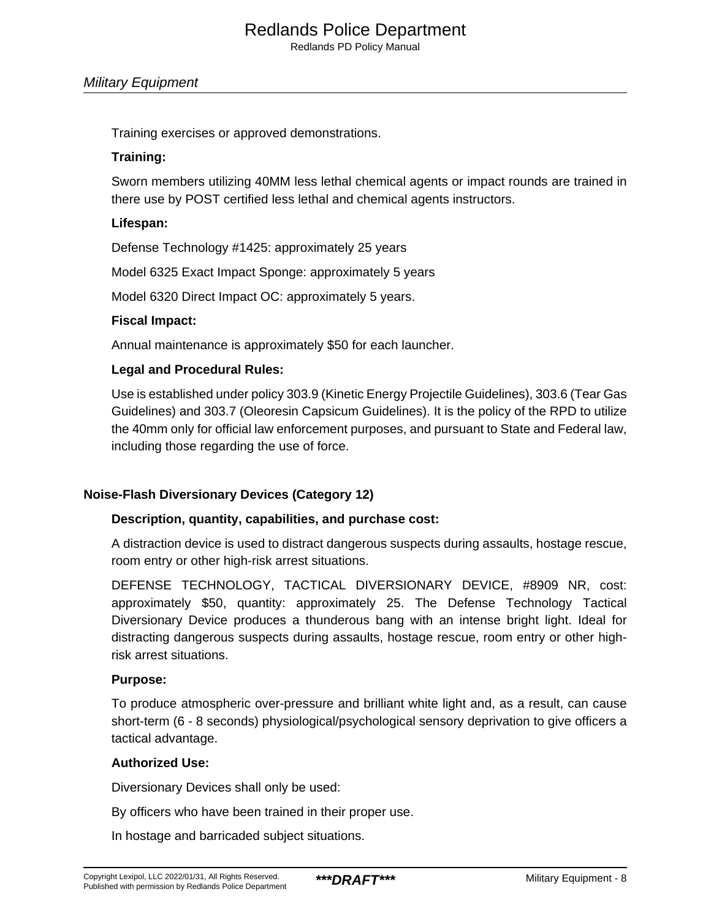Training exercises or approved demonstrations.

**Training:**

Sworn members utilizing 40MM less lethal chemical agents or impact rounds are trained in there use by POST certified less lethal and chemical agents instructors.

**Lifespan:**

Defense Technology #1425: approximately 25 years

Model 6325 Exact Impact Sponge: approximately 5 years

Model 6320 Direct Impact OC: approximately 5 years.

**Fiscal Impact:**

Annual maintenance is approximately $50 for each launcher.

**Legal and Procedural Rules:**

Use is established under policy 303.9 (Kinetic Energy Projectile Guidelines), 303.6 (Tear Gas Guidelines) and 303.7 (Oleoresin Capsicum Guidelines). It is the policy of the RPD to utilize the 40mm only for official law enforcement purposes, and pursuant to State and Federal law, including those regarding the use of force.

### Noise-Flash Diversionary Devices (Category 12)

**Description, quantity, capabilities, and purchase cost:**

A distraction device is used to distract dangerous suspects during assaults, hostage rescue, room entry or other high-risk arrest situations.

DEFENSE TECHNOLOGY, TACTICAL DIVERSIONARY DEVICE, #8909 NR, cost: approximately $50, quantity: approximately 25. The Defense Technology Tactical Diversionary Device produces a thunderous bang with an intense bright light. Ideal for distracting dangerous suspects during assaults, hostage rescue, room entry or other high-risk arrest situations.

**Purpose:**

To produce atmospheric over-pressure and brilliant white light and, as a result, can cause short-term (6 - 8 seconds) physiological/psychological sensory deprivation to give officers a tactical advantage.

**Authorized Use:**

Diversionary Devices shall only be used:

By officers who have been trained in their proper use.

In hostage and barricaded subject situations.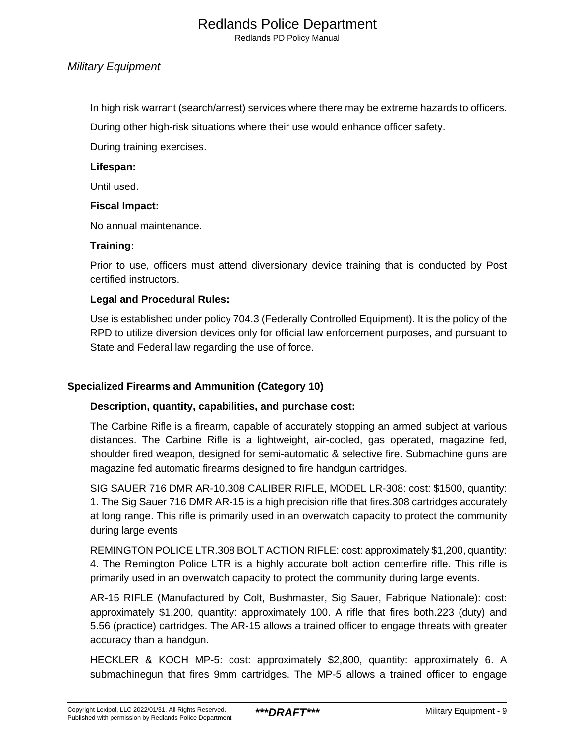In high risk warrant (search/arrest) services where there may be extreme hazards to officers.

During other high-risk situations where their use would enhance officer safety.

During training exercises.

**Lifespan:**

Until used.

**Fiscal Impact:**

No annual maintenance.

**Training:**

Prior to use, officers must attend diversionary device training that is conducted by Post certified instructors.

**Legal and Procedural Rules:**

Use is established under policy 704.3 (Federally Controlled Equipment). It is the policy of the RPD to utilize diversion devices only for official law enforcement purposes, and pursuant to State and Federal law regarding the use of force.

### Specialized Firearms and Ammunition (Category 10)

**Description, quantity, capabilities, and purchase cost:**

The Carbine Rifle is a firearm, capable of accurately stopping an armed subject at various distances. The Carbine Rifle is a lightweight, air-cooled, gas operated, magazine fed, shoulder fired weapon, designed for semi-automatic & selective fire. Submachine guns are magazine fed automatic firearms designed to fire handgun cartridges.

SIG SAUER 716 DMR AR-10.308 CALIBER RIFLE, MODEL LR-308: cost: $1500, quantity: 1. The Sig Sauer 716 DMR AR-15 is a high precision rifle that fires.308 cartridges accurately at long range. This rifle is primarily used in an overwatch capacity to protect the community during large events

REMINGTON POLICE LTR.308 BOLT ACTION RIFLE: cost: approximately $1,200, quantity: 4. The Remington Police LTR is a highly accurate bolt action centerfire rifle. This rifle is primarily used in an overwatch capacity to protect the community during large events.

AR-15 RIFLE (Manufactured by Colt, Bushmaster, Sig Sauer, Fabrique Nationale): cost: approximately $1,200, quantity: approximately 100. A rifle that fires both.223 (duty) and 5.56 (practice) cartridges. The AR-15 allows a trained officer to engage threats with greater accuracy than a handgun.

HECKLER & KOCH MP-5: cost: approximately $2,800, quantity: approximately 6. A submachinegun that fires 9mm cartridges. The MP-5 allows a trained officer to engage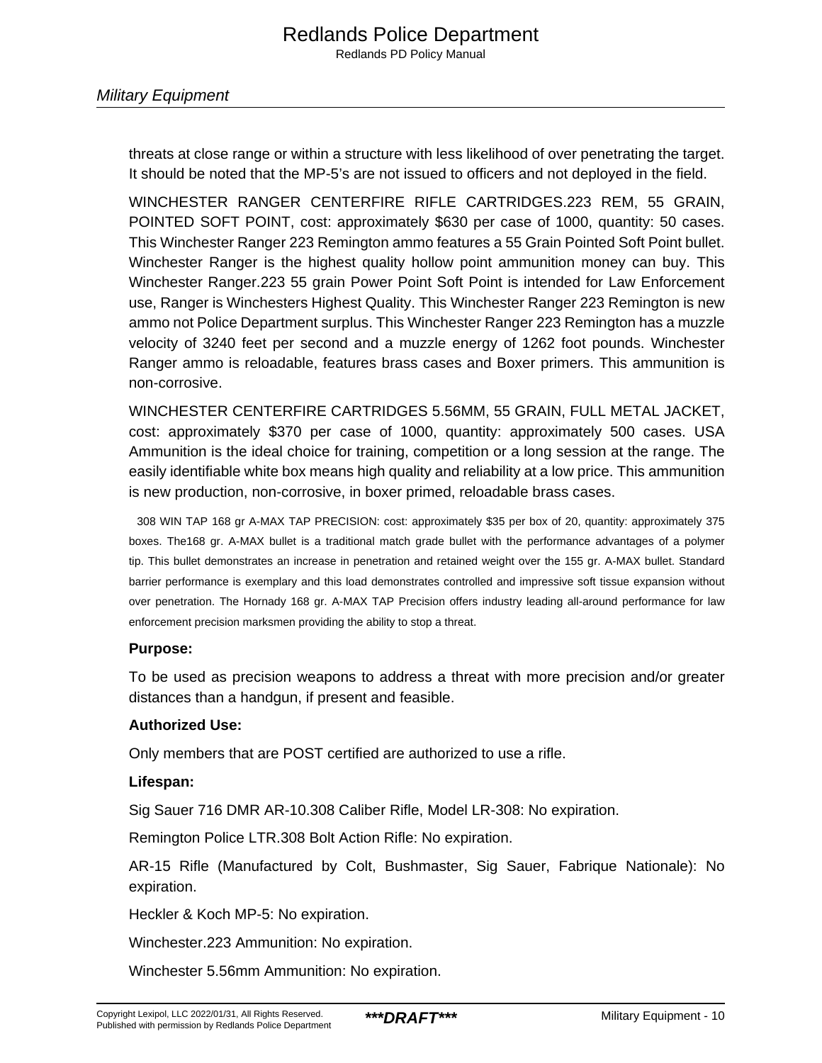threats at close range or within a structure with less likelihood of over penetrating the target. It should be noted that the MP-5's are not issued to officers and not deployed in the field.

WINCHESTER RANGER CENTERFIRE RIFLE CARTRIDGES.223 REM, 55 GRAIN, POINTED SOFT POINT, cost: approximately $630 per case of 1000, quantity: 50 cases. This Winchester Ranger 223 Remington ammo features a 55 Grain Pointed Soft Point bullet. Winchester Ranger is the highest quality hollow point ammunition money can buy. This Winchester Ranger.223 55 grain Power Point Soft Point is intended for Law Enforcement use, Ranger is Winchesters Highest Quality. This Winchester Ranger 223 Remington is new ammo not Police Department surplus. This Winchester Ranger 223 Remington has a muzzle velocity of 3240 feet per second and a muzzle energy of 1262 foot pounds. Winchester Ranger ammo is reloadable, features brass cases and Boxer primers. This ammunition is non-corrosive.

WINCHESTER CENTERFIRE CARTRIDGES 5.56MM, 55 GRAIN, FULL METAL JACKET, cost: approximately $370 per case of 1000, quantity: approximately 500 cases. USA Ammunition is the ideal choice for training, competition or a long session at the range. The easily identifiable white box means high quality and reliability at a low price. This ammunition is new production, non-corrosive, in boxer primed, reloadable brass cases.

308 WIN TAP 168 gr A-MAX TAP PRECISION: cost: approximately $35 per box of 20, quantity: approximately 375 boxes. The168 gr. A-MAX bullet is a traditional match grade bullet with the performance advantages of a polymer tip. This bullet demonstrates an increase in penetration and retained weight over the 155 gr. A-MAX bullet. Standard barrier performance is exemplary and this load demonstrates controlled and impressive soft tissue expansion without over penetration. The Hornady 168 gr. A-MAX TAP Precision offers industry leading all-around performance for law enforcement precision marksmen providing the ability to stop a threat.

**Purpose:**

To be used as precision weapons to address a threat with more precision and/or greater distances than a handgun, if present and feasible.

**Authorized Use:**

Only members that are POST certified are authorized to use a rifle.

**Lifespan:**

Sig Sauer 716 DMR AR-10.308 Caliber Rifle, Model LR-308: No expiration.

Remington Police LTR.308 Bolt Action Rifle: No expiration.

AR-15 Rifle (Manufactured by Colt, Bushmaster, Sig Sauer, Fabrique Nationale): No expiration.

Heckler & Koch MP-5: No expiration.

Winchester.223 Ammunition: No expiration.

Winchester 5.56mm Ammunition: No expiration.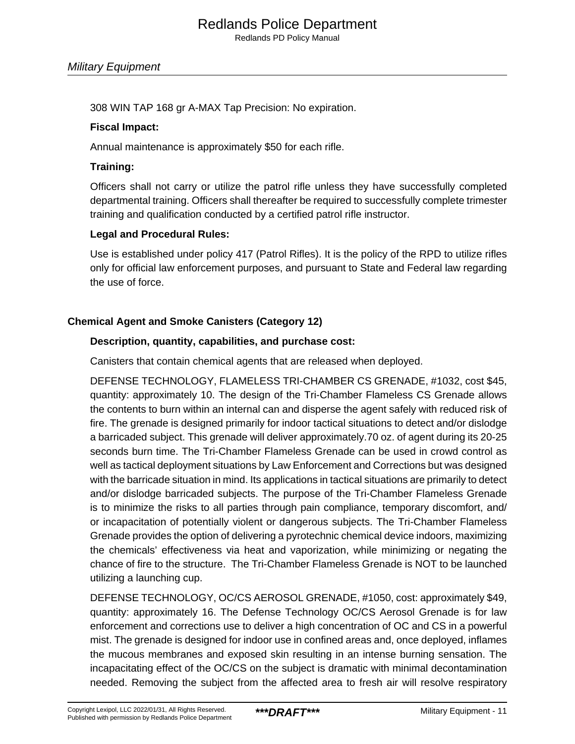308 WIN TAP 168 gr A-MAX Tap Precision: No expiration.

**Fiscal Impact:**

Annual maintenance is approximately $50 for each rifle.

**Training:**

Officers shall not carry or utilize the patrol rifle unless they have successfully completed departmental training. Officers shall thereafter be required to successfully complete trimester training and qualification conducted by a certified patrol rifle instructor.

**Legal and Procedural Rules:**

Use is established under policy 417 (Patrol Rifles). It is the policy of the RPD to utilize rifles only for official law enforcement purposes, and pursuant to State and Federal law regarding the use of force.

### Chemical Agent and Smoke Canisters (Category 12)

**Description, quantity, capabilities, and purchase cost:**

Canisters that contain chemical agents that are released when deployed.

DEFENSE TECHNOLOGY, FLAMELESS TRI-CHAMBER CS GRENADE, #1032, cost $45, quantity: approximately 10. The design of the Tri-Chamber Flameless CS Grenade allows the contents to burn within an internal can and disperse the agent safely with reduced risk of fire. The grenade is designed primarily for indoor tactical situations to detect and/or dislodge a barricaded subject. This grenade will deliver approximately.70 oz. of agent during its 20-25 seconds burn time. The Tri-Chamber Flameless Grenade can be used in crowd control as well as tactical deployment situations by Law Enforcement and Corrections but was designed with the barricade situation in mind. Its applications in tactical situations are primarily to detect and/or dislodge barricaded subjects. The purpose of the Tri-Chamber Flameless Grenade is to minimize the risks to all parties through pain compliance, temporary discomfort, and/or incapacitation of potentially violent or dangerous subjects. The Tri-Chamber Flameless Grenade provides the option of delivering a pyrotechnic chemical device indoors, maximizing the chemicals' effectiveness via heat and vaporization, while minimizing or negating the chance of fire to the structure. The Tri-Chamber Flameless Grenade is NOT to be launched utilizing a launching cup.

DEFENSE TECHNOLOGY, OC/CS AEROSOL GRENADE, #1050, cost: approximately $49, quantity: approximately 16. The Defense Technology OC/CS Aerosol Grenade is for law enforcement and corrections use to deliver a high concentration of OC and CS in a powerful mist. The grenade is designed for indoor use in confined areas and, once deployed, inflames the mucous membranes and exposed skin resulting in an intense burning sensation. The incapacitating effect of the OC/CS on the subject is dramatic with minimal decontamination needed. Removing the subject from the affected area to fresh air will resolve respiratory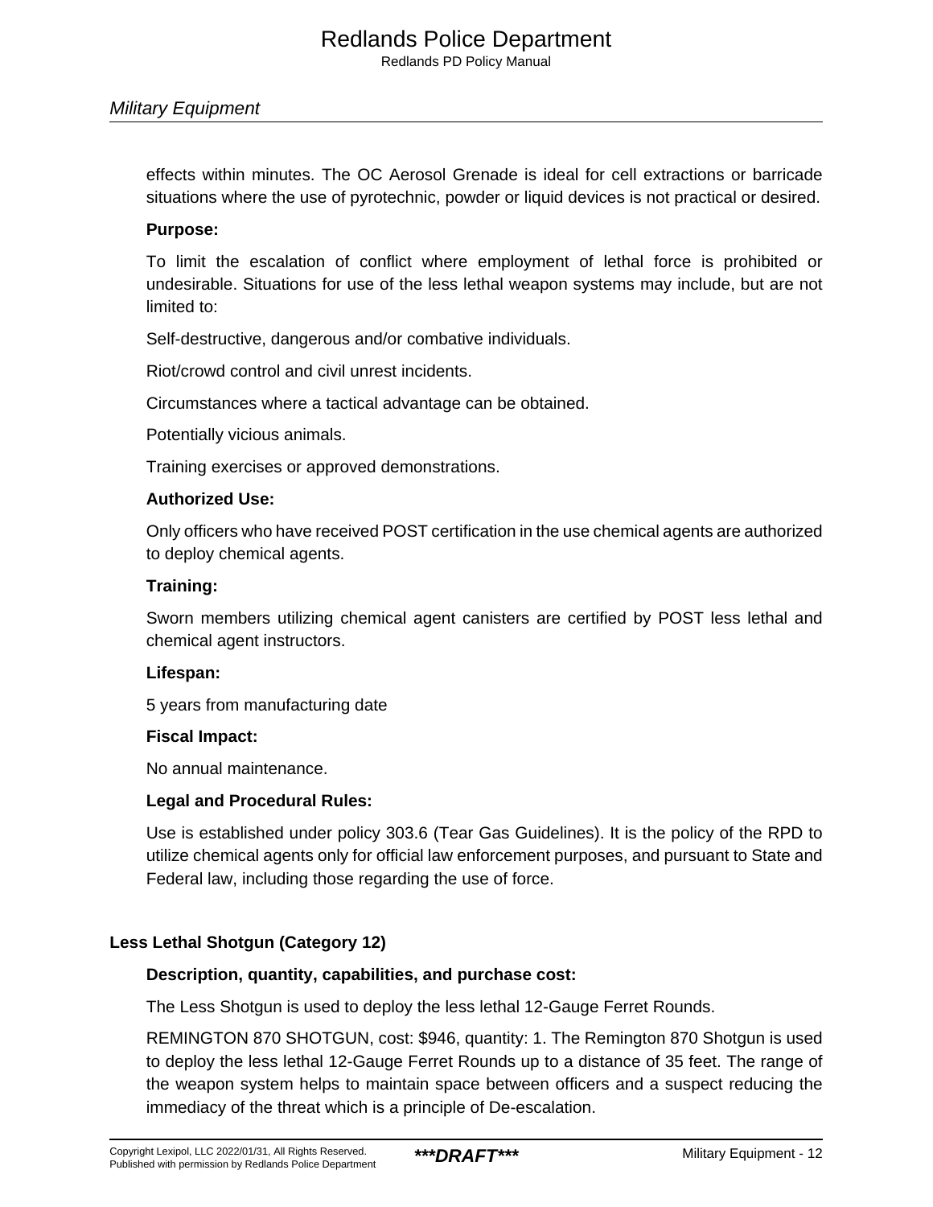effects within minutes. The OC Aerosol Grenade is ideal for cell extractions or barricade situations where the use of pyrotechnic, powder or liquid devices is not practical or desired.

**Purpose:**

To limit the escalation of conflict where employment of lethal force is prohibited or undesirable. Situations for use of the less lethal weapon systems may include, but are not limited to:

Self-destructive, dangerous and/or combative individuals.

Riot/crowd control and civil unrest incidents.

Circumstances where a tactical advantage can be obtained.

Potentially vicious animals.

Training exercises or approved demonstrations.

**Authorized Use:**

Only officers who have received POST certification in the use chemical agents are authorized to deploy chemical agents.

**Training:**

Sworn members utilizing chemical agent canisters are certified by POST less lethal and chemical agent instructors.

**Lifespan:**

5 years from manufacturing date

**Fiscal Impact:**

No annual maintenance.

**Legal and Procedural Rules:**

Use is established under policy 303.6 (Tear Gas Guidelines). It is the policy of the RPD to utilize chemical agents only for official law enforcement purposes, and pursuant to State and Federal law, including those regarding the use of force.

### Less Lethal Shotgun (Category 12)

**Description, quantity, capabilities, and purchase cost:**

The Less Shotgun is used to deploy the less lethal 12-Gauge Ferret Rounds.

REMINGTON 870 SHOTGUN, cost: $946, quantity: 1. The Remington 870 Shotgun is used to deploy the less lethal 12-Gauge Ferret Rounds up to a distance of 35 feet. The range of the weapon system helps to maintain space between officers and a suspect reducing the immediacy of the threat which is a principle of De-escalation.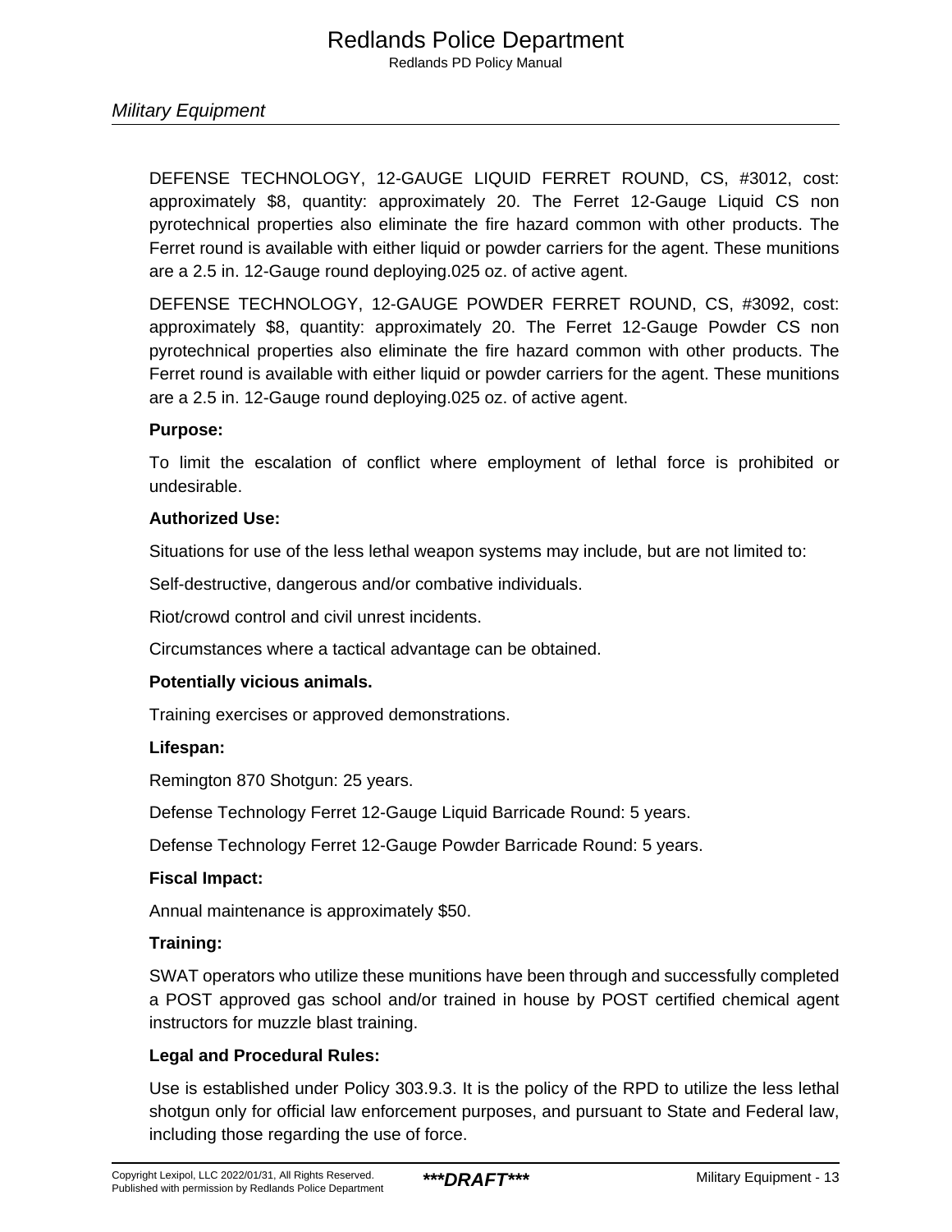DEFENSE TECHNOLOGY, 12-GAUGE LIQUID FERRET ROUND, CS, #3012, cost: approximately $8, quantity: approximately 20. The Ferret 12-Gauge Liquid CS non pyrotechnical properties also eliminate the fire hazard common with other products. The Ferret round is available with either liquid or powder carriers for the agent. These munitions are a 2.5 in. 12-Gauge round deploying.025 oz. of active agent.

DEFENSE TECHNOLOGY, 12-GAUGE POWDER FERRET ROUND, CS, #3092, cost: approximately $8, quantity: approximately 20. The Ferret 12-Gauge Powder CS non pyrotechnical properties also eliminate the fire hazard common with other products. The Ferret round is available with either liquid or powder carriers for the agent. These munitions are a 2.5 in. 12-Gauge round deploying.025 oz. of active agent.

**Purpose:**

To limit the escalation of conflict where employment of lethal force is prohibited or undesirable.

**Authorized Use:**

Situations for use of the less lethal weapon systems may include, but are not limited to:

Self-destructive, dangerous and/or combative individuals.

Riot/crowd control and civil unrest incidents.

Circumstances where a tactical advantage can be obtained.

**Potentially vicious animals.**

Training exercises or approved demonstrations.

**Lifespan:**

Remington 870 Shotgun: 25 years.

Defense Technology Ferret 12-Gauge Liquid Barricade Round: 5 years.

Defense Technology Ferret 12-Gauge Powder Barricade Round: 5 years.

**Fiscal Impact:**

Annual maintenance is approximately $50.

**Training:**

SWAT operators who utilize these munitions have been through and successfully completed a POST approved gas school and/or trained in house by POST certified chemical agent instructors for muzzle blast training.

**Legal and Procedural Rules:**

Use is established under Policy 303.9.3. It is the policy of the RPD to utilize the less lethal shotgun only for official law enforcement purposes, and pursuant to State and Federal law, including those regarding the use of force.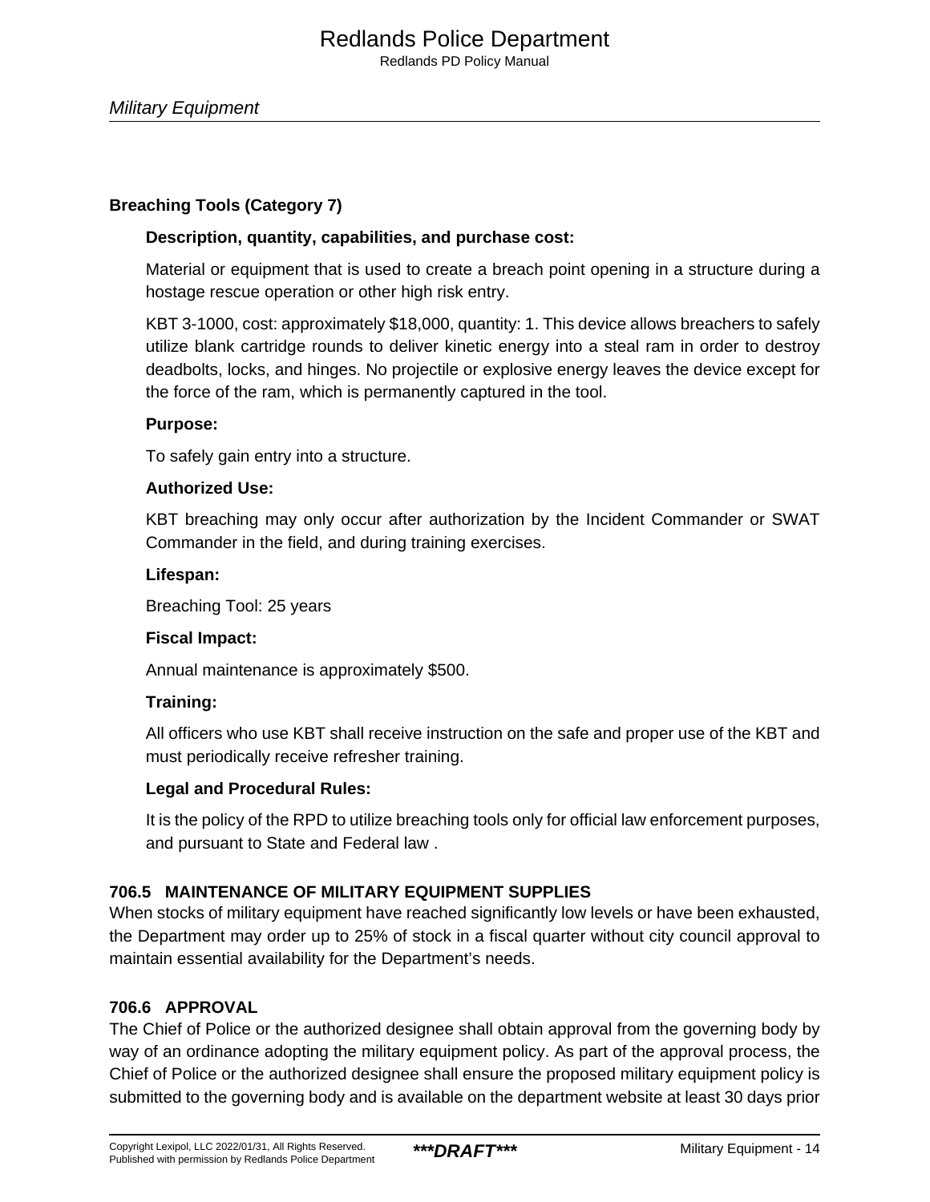#### Breaching Tools (Category 7)

**Description, quantity, capabilities, and purchase cost:**

Material or equipment that is used to create a breach point opening in a structure during a hostage rescue operation or other high risk entry.

KBT 3-1000, cost: approximately $18,000, quantity: 1. This device allows breachers to safely utilize blank cartridge rounds to deliver kinetic energy into a steal ram in order to destroy deadbolts, locks, and hinges. No projectile or explosive energy leaves the device except for the force of the ram, which is permanently captured in the tool.

**Purpose:**

To safely gain entry into a structure.

**Authorized Use:**

KBT breaching may only occur after authorization by the Incident Commander or SWAT Commander in the field, and during training exercises.

**Lifespan:**

Breaching Tool: 25 years

**Fiscal Impact:**

Annual maintenance is approximately $500.

**Training:**

All officers who use KBT shall receive instruction on the safe and proper use of the KBT and must periodically receive refresher training.

**Legal and Procedural Rules:**

It is the policy of the RPD to utilize breaching tools only for official law enforcement purposes, and pursuant to State and Federal law .

### 706.5 MAINTENANCE OF MILITARY EQUIPMENT SUPPLIES

When stocks of military equipment have reached significantly low levels or have been exhausted, the Department may order up to 25% of stock in a fiscal quarter without city council approval to maintain essential availability for the Department's needs.

### 706.6 APPROVAL

The Chief of Police or the authorized designee shall obtain approval from the governing body by way of an ordinance adopting the military equipment policy. As part of the approval process, the Chief of Police or the authorized designee shall ensure the proposed military equipment policy is submitted to the governing body and is available on the department website at least 30 days prior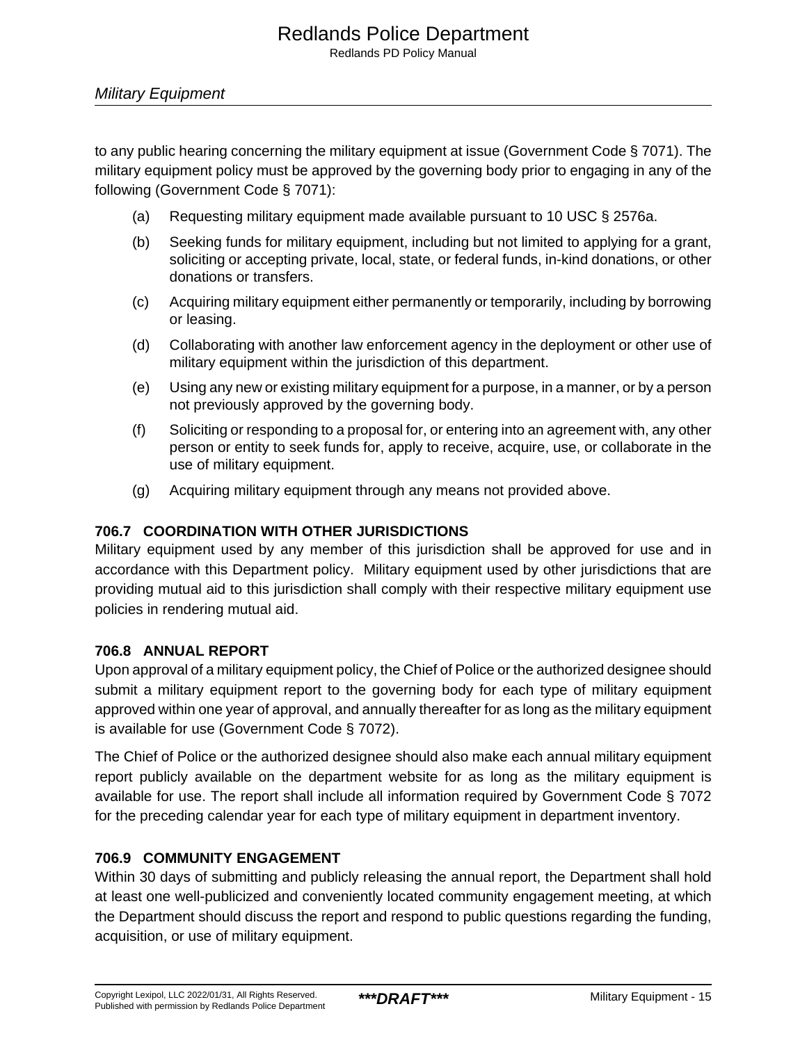to any public hearing concerning the military equipment at issue (Government Code § 7071). The military equipment policy must be approved by the governing body prior to engaging in any of the following (Government Code § 7071):

(a) Requesting military equipment made available pursuant to 10 USC § 2576a.

(b) Seeking funds for military equipment, including but not limited to applying for a grant, soliciting or accepting private, local, state, or federal funds, in-kind donations, or other donations or transfers.

(c) Acquiring military equipment either permanently or temporarily, including by borrowing or leasing.

(d) Collaborating with another law enforcement agency in the deployment or other use of military equipment within the jurisdiction of this department.

(e) Using any new or existing military equipment for a purpose, in a manner, or by a person not previously approved by the governing body.

(f) Soliciting or responding to a proposal for, or entering into an agreement with, any other person or entity to seek funds for, apply to receive, acquire, use, or collaborate in the use of military equipment.

(g) Acquiring military equipment through any means not provided above.

### 706.7 COORDINATION WITH OTHER JURISDICTIONS

Military equipment used by any member of this jurisdiction shall be approved for use and in accordance with this Department policy. Military equipment used by other jurisdictions that are providing mutual aid to this jurisdiction shall comply with their respective military equipment use policies in rendering mutual aid.

### 706.8 ANNUAL REPORT

Upon approval of a military equipment policy, the Chief of Police or the authorized designee should submit a military equipment report to the governing body for each type of military equipment approved within one year of approval, and annually thereafter for as long as the military equipment is available for use (Government Code § 7072).

The Chief of Police or the authorized designee should also make each annual military equipment report publicly available on the department website for as long as the military equipment is available for use. The report shall include all information required by Government Code § 7072 for the preceding calendar year for each type of military equipment in department inventory.

### 706.9 COMMUNITY ENGAGEMENT

Within 30 days of submitting and publicly releasing the annual report, the Department shall hold at least one well-publicized and conveniently located community engagement meeting, at which the Department should discuss the report and respond to public questions regarding the funding, acquisition, or use of military equipment.